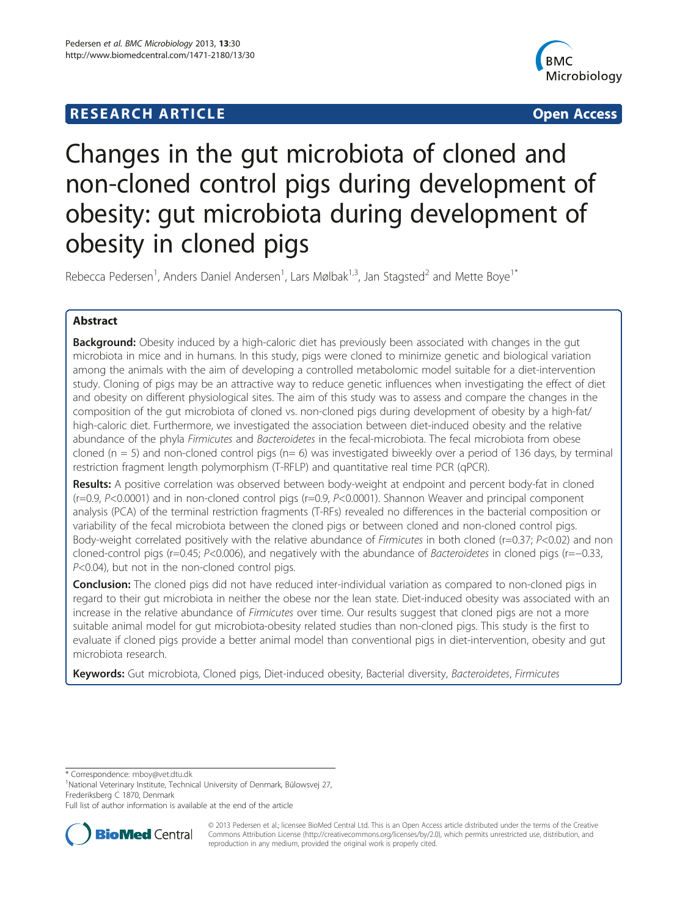**RESEARCH ARTICLE** **Open Access**

# Changes in the gut microbiota of cloned and non-cloned control pigs during development of obesity: gut microbiota during development of obesity in cloned pigs

Rebecca Pedersen[1], Anders Daniel Andersen[1], Lars Mølbak[1,3], Jan Stagsted[2] and Mette Boye[1*]

## Abstract

**Background:** Obesity induced by a high-caloric diet has previously been associated with changes in the gut microbiota in mice and in humans. In this study, pigs were cloned to minimize genetic and biological variation among the animals with the aim of developing a controlled metabolomic model suitable for a diet-intervention study. Cloning of pigs may be an attractive way to reduce genetic influences when investigating the effect of diet and obesity on different physiological sites. The aim of this study was to assess and compare the changes in the composition of the gut microbiota of cloned vs. non-cloned pigs during development of obesity by a high-fat/high-caloric diet. Furthermore, we investigated the association between diet-induced obesity and the relative abundance of the phyla *Firmicutes* and *Bacteroidetes* in the fecal-microbiota. The fecal microbiota from obese cloned (n = 5) and non-cloned control pigs (n= 6) was investigated biweekly over a period of 136 days, by terminal restriction fragment length polymorphism (T-RFLP) and quantitative real time PCR (qPCR).

**Results:** A positive correlation was observed between body-weight at endpoint and percent body-fat in cloned (r=0.9, $P$<0.0001) and in non-cloned control pigs (r=0.9, $P$<0.0001). Shannon Weaver and principal component analysis (PCA) of the terminal restriction fragments (T-RFs) revealed no differences in the bacterial composition or variability of the fecal microbiota between the cloned pigs or between cloned and non-cloned control pigs. Body-weight correlated positively with the relative abundance of *Firmicutes* in both cloned (r=0.37; $P$<0.02) and non cloned-control pigs (r=0.45; $P$<0.006), and negatively with the abundance of *Bacteroidetes* in cloned pigs (r=−0.33, $P$<0.04), but not in the non-cloned control pigs.

**Conclusion:** The cloned pigs did not have reduced inter-individual variation as compared to non-cloned pigs in regard to their gut microbiota in neither the obese nor the lean state. Diet-induced obesity was associated with an increase in the relative abundance of *Firmicutes* over time. Our results suggest that cloned pigs are not a more suitable animal model for gut microbiota-obesity related studies than non-cloned pigs. This study is the first to evaluate if cloned pigs provide a better animal model than conventional pigs in diet-intervention, obesity and gut microbiota research.

**Keywords:** Gut microbiota, Cloned pigs, Diet-induced obesity, Bacterial diversity, *Bacteroidetes*, *Firmicutes*

\* Correspondence: mboy@vet.dtu.dk
[1]National Veterinary Institute, Technical University of Denmark, Bülowsvej 27, Frederiksberg C 1870, Denmark
Full list of author information is available at the end of the article

© 2013 Pedersen et al.; licensee BioMed Central Ltd. This is an Open Access article distributed under the terms of the Creative Commons Attribution License (http://creativecommons.org/licenses/by/2.0), which permits unrestricted use, distribution, and reproduction in any medium, provided the original work is properly cited.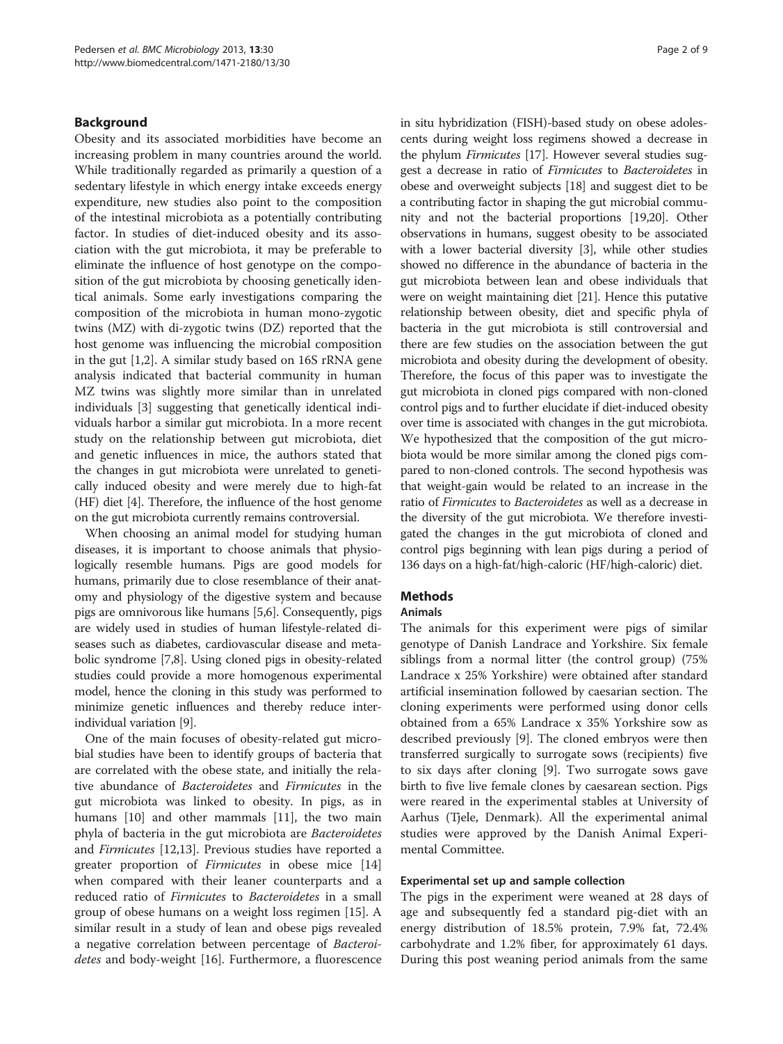## Background

Obesity and its associated morbidities have become an increasing problem in many countries around the world. While traditionally regarded as primarily a question of a sedentary lifestyle in which energy intake exceeds energy expenditure, new studies also point to the composition of the intestinal microbiota as a potentially contributing factor. In studies of diet-induced obesity and its association with the gut microbiota, it may be preferable to eliminate the influence of host genotype on the composition of the gut microbiota by choosing genetically identical animals. Some early investigations comparing the composition of the microbiota in human mono-zygotic twins (MZ) with di-zygotic twins (DZ) reported that the host genome was influencing the microbial composition in the gut [1,2]. A similar study based on 16S rRNA gene analysis indicated that bacterial community in human MZ twins was slightly more similar than in unrelated individuals [3] suggesting that genetically identical individuals harbor a similar gut microbiota. In a more recent study on the relationship between gut microbiota, diet and genetic influences in mice, the authors stated that the changes in gut microbiota were unrelated to genetically induced obesity and were merely due to high-fat (HF) diet [4]. Therefore, the influence of the host genome on the gut microbiota currently remains controversial.

When choosing an animal model for studying human diseases, it is important to choose animals that physiologically resemble humans. Pigs are good models for humans, primarily due to close resemblance of their anatomy and physiology of the digestive system and because pigs are omnivorous like humans [5,6]. Consequently, pigs are widely used in studies of human lifestyle-related diseases such as diabetes, cardiovascular disease and metabolic syndrome [7,8]. Using cloned pigs in obesity-related studies could provide a more homogenous experimental model, hence the cloning in this study was performed to minimize genetic influences and thereby reduce inter-individual variation [9].

One of the main focuses of obesity-related gut microbial studies have been to identify groups of bacteria that are correlated with the obese state, and initially the relative abundance of *Bacteroidetes* and *Firmicutes* in the gut microbiota was linked to obesity. In pigs, as in humans [10] and other mammals [11], the two main phyla of bacteria in the gut microbiota are *Bacteroidetes* and *Firmicutes* [12,13]. Previous studies have reported a greater proportion of *Firmicutes* in obese mice [14] when compared with their leaner counterparts and a reduced ratio of *Firmicutes* to *Bacteroidetes* in a small group of obese humans on a weight loss regimen [15]. A similar result in a study of lean and obese pigs revealed a negative correlation between percentage of *Bacteroidetes* and body-weight [16]. Furthermore, a fluorescence in situ hybridization (FISH)-based study on obese adolescents during weight loss regimens showed a decrease in the phylum *Firmicutes* [17]. However several studies suggest a decrease in ratio of *Firmicutes* to *Bacteroidetes* in obese and overweight subjects [18] and suggest diet to be a contributing factor in shaping the gut microbial community and not the bacterial proportions [19,20]. Other observations in humans, suggest obesity to be associated with a lower bacterial diversity [3], while other studies showed no difference in the abundance of bacteria in the gut microbiota between lean and obese individuals that were on weight maintaining diet [21]. Hence this putative relationship between obesity, diet and specific phyla of bacteria in the gut microbiota is still controversial and there are few studies on the association between the gut microbiota and obesity during the development of obesity. Therefore, the focus of this paper was to investigate the gut microbiota in cloned pigs compared with non-cloned control pigs and to further elucidate if diet-induced obesity over time is associated with changes in the gut microbiota. We hypothesized that the composition of the gut microbiota would be more similar among the cloned pigs compared to non-cloned controls. The second hypothesis was that weight-gain would be related to an increase in the ratio of *Firmicutes* to *Bacteroidetes* as well as a decrease in the diversity of the gut microbiota. We therefore investigated the changes in the gut microbiota of cloned and control pigs beginning with lean pigs during a period of 136 days on a high-fat/high-caloric (HF/high-caloric) diet.

## Methods

### Animals

The animals for this experiment were pigs of similar genotype of Danish Landrace and Yorkshire. Six female siblings from a normal litter (the control group) (75% Landrace x 25% Yorkshire) were obtained after standard artificial insemination followed by caesarian section. The cloning experiments were performed using donor cells obtained from a 65% Landrace x 35% Yorkshire sow as described previously [9]. The cloned embryos were then transferred surgically to surrogate sows (recipients) five to six days after cloning [9]. Two surrogate sows gave birth to five live female clones by caesarean section. Pigs were reared in the experimental stables at University of Aarhus (Tjele, Denmark). All the experimental animal studies were approved by the Danish Animal Experimental Committee.

### Experimental set up and sample collection

The pigs in the experiment were weaned at 28 days of age and subsequently fed a standard pig-diet with an energy distribution of 18.5% protein, 7.9% fat, 72.4% carbohydrate and 1.2% fiber, for approximately 61 days. During this post weaning period animals from the same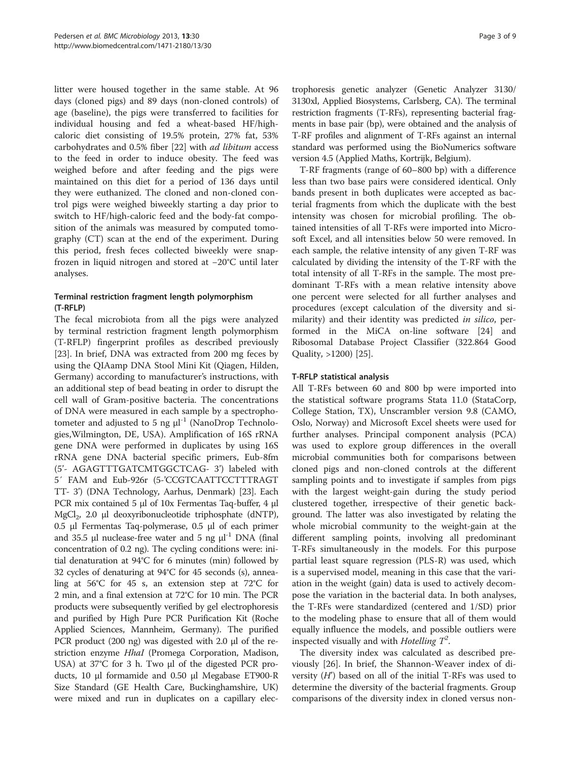litter were housed together in the same stable. At 96 days (cloned pigs) and 89 days (non-cloned controls) of age (baseline), the pigs were transferred to facilities for individual housing and fed a wheat-based HF/high-caloric diet consisting of 19.5% protein, 27% fat, 53% carbohydrates and 0.5% fiber [22] with *ad libitum* access to the feed in order to induce obesity. The feed was weighed before and after feeding and the pigs were maintained on this diet for a period of 136 days until they were euthanized. The cloned and non-cloned control pigs were weighed biweekly starting a day prior to switch to HF/high-caloric feed and the body-fat composition of the animals was measured by computed tomography (CT) scan at the end of the experiment. During this period, fresh feces collected biweekly were snap-frozen in liquid nitrogen and stored at −20°C until later analyses.

### Terminal restriction fragment length polymorphism (T-RFLP)

The fecal microbiota from all the pigs were analyzed by terminal restriction fragment length polymorphism (T-RFLP) fingerprint profiles as described previously [23]. In brief, DNA was extracted from 200 mg feces by using the QIAamp DNA Stool Mini Kit (Qiagen, Hilden, Germany) according to manufacturer's instructions, with an additional step of bead beating in order to disrupt the cell wall of Gram-positive bacteria. The concentrations of DNA were measured in each sample by a spectrophotometer and adjusted to 5 ng μl$^{-1}$ (NanoDrop Technologies,Wilmington, DE, USA). Amplification of 16S rRNA gene DNA were performed in duplicates by using 16S rRNA gene DNA bacterial specific primers, Eub-8fm (5'- AGAGTTTGATCMTGGCTCAG- 3') labeled with 5´ FAM and Eub-926r (5-'CCGTCAATTCCTTTRAGT TT- 3') (DNA Technology, Aarhus, Denmark) [23]. Each PCR mix contained 5 μl of 10x Fermentas Taq-buffer, 4 μl $MgCl_2$, 2.0 μl deoxyribonucleotide triphosphate (dNTP), 0.5 μl Fermentas Taq-polymerase, 0.5 μl of each primer and 35.5 μl nuclease-free water and 5 ng μl$^{-1}$ DNA (final concentration of 0.2 ng). The cycling conditions were: initial denaturation at 94°C for 6 minutes (min) followed by 32 cycles of denaturing at 94°C for 45 seconds (s), annealing at 56°C for 45 s, an extension step at 72°C for 2 min, and a final extension at 72°C for 10 min. The PCR products were subsequently verified by gel electrophoresis and purified by High Pure PCR Purification Kit (Roche Applied Sciences, Mannheim, Germany). The purified PCR product (200 ng) was digested with 2.0 μl of the restriction enzyme *HhaI* (Promega Corporation, Madison, USA) at 37°C for 3 h. Two μl of the digested PCR products, 10 μl formamide and 0.50 μl Megabase ET900-R Size Standard (GE Health Care, Buckinghamshire, UK) were mixed and run in duplicates on a capillary electrophoresis genetic analyzer (Genetic Analyzer 3130/3130xl, Applied Biosystems, Carlsberg, CA). The terminal restriction fragments (T-RFs), representing bacterial fragments in base pair (bp), were obtained and the analysis of T-RF profiles and alignment of T-RFs against an internal standard was performed using the BioNumerics software version 4.5 (Applied Maths, Kortrijk, Belgium).

T-RF fragments (range of 60–800 bp) with a difference less than two base pairs were considered identical. Only bands present in both duplicates were accepted as bacterial fragments from which the duplicate with the best intensity was chosen for microbial profiling. The obtained intensities of all T-RFs were imported into Microsoft Excel, and all intensities below 50 were removed. In each sample, the relative intensity of any given T-RF was calculated by dividing the intensity of the T-RF with the total intensity of all T-RFs in the sample. The most predominant T-RFs with a mean relative intensity above one percent were selected for all further analyses and procedures (except calculation of the diversity and similarity) and their identity was predicted *in silico*, performed in the MiCA on-line software [24] and Ribosomal Database Project Classifier (322.864 Good Quality, >1200) [25].

### T-RFLP statistical analysis

All T-RFs between 60 and 800 bp were imported into the statistical software programs Stata 11.0 (StataCorp, College Station, TX), Unscrambler version 9.8 (CAMO, Oslo, Norway) and Microsoft Excel sheets were used for further analyses. Principal component analysis (PCA) was used to explore group differences in the overall microbial communities both for comparisons between cloned pigs and non-cloned controls at the different sampling points and to investigate if samples from pigs with the largest weight-gain during the study period clustered together, irrespective of their genetic background. The latter was also investigated by relating the whole microbial community to the weight-gain at the different sampling points, involving all predominant T-RFs simultaneously in the models. For this purpose partial least square regression (PLS-R) was used, which is a supervised model, meaning in this case that the variation in the weight (gain) data is used to actively decompose the variation in the bacterial data. In both analyses, the T-RFs were standardized (centered and 1/SD) prior to the modeling phase to ensure that all of them would equally influence the models, and possible outliers were inspected visually and with *Hotelling* $T^2$.

The diversity index was calculated as described previously [26]. In brief, the Shannon-Weaver index of diversity ($H'$) based on all of the initial T-RFs was used to determine the diversity of the bacterial fragments. Group comparisons of the diversity index in cloned versus non-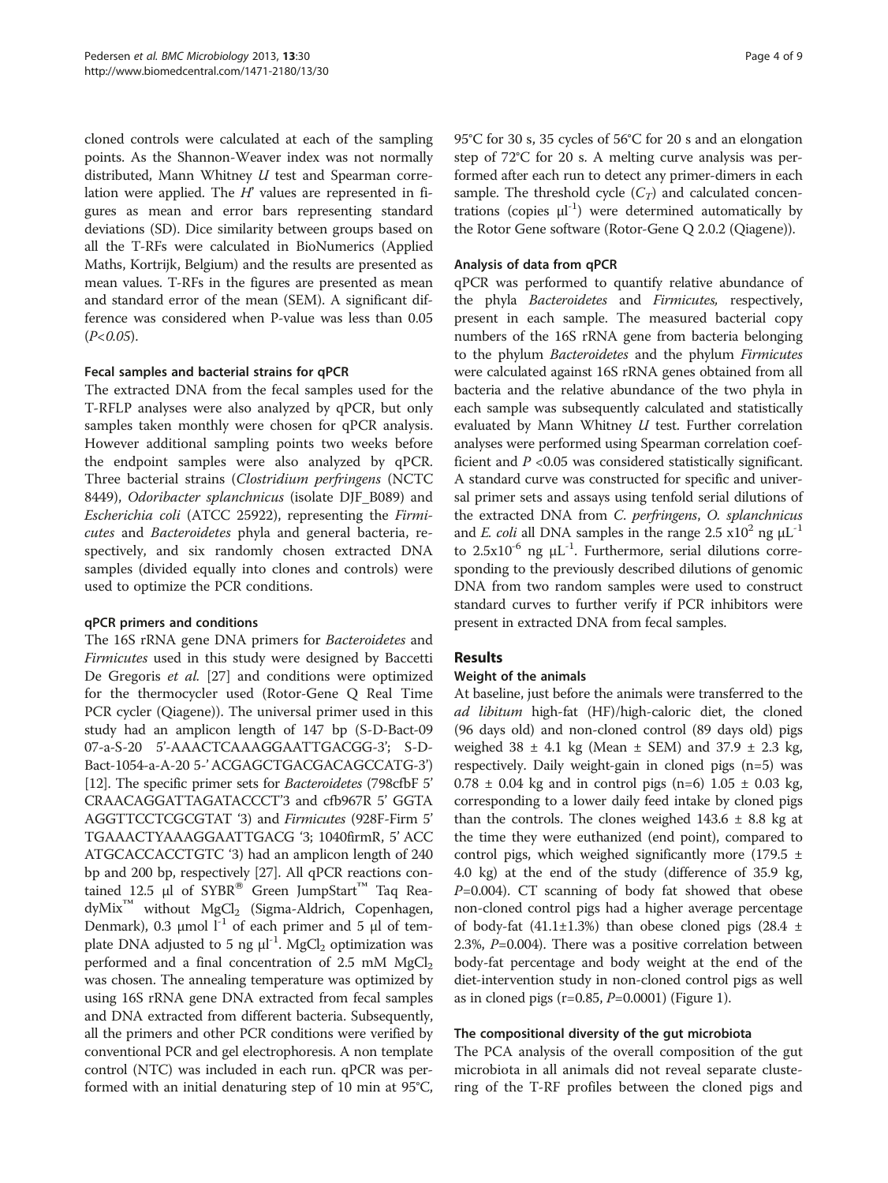cloned controls were calculated at each of the sampling points. As the Shannon-Weaver index was not normally distributed, Mann Whitney *U* test and Spearman correlation were applied. The *H'* values are represented in figures as mean and error bars representing standard deviations (SD). Dice similarity between groups based on all the T-RFs were calculated in BioNumerics (Applied Maths, Kortrijk, Belgium) and the results are presented as mean values. T-RFs in the figures are presented as mean and standard error of the mean (SEM). A significant difference was considered when P-value was less than 0.05 ($P<0.05$).

#### Fecal samples and bacterial strains for qPCR

The extracted DNA from the fecal samples used for the T-RFLP analyses were also analyzed by qPCR, but only samples taken monthly were chosen for qPCR analysis. However additional sampling points two weeks before the endpoint samples were also analyzed by qPCR. Three bacterial strains (*Clostridium perfringens* (NCTC 8449), *Odoribacter splanchnicus* (isolate DJF_B089) and *Escherichia coli* (ATCC 25922), representing the *Firmicutes* and *Bacteroidetes* phyla and general bacteria, respectively, and six randomly chosen extracted DNA samples (divided equally into clones and controls) were used to optimize the PCR conditions.

#### qPCR primers and conditions

The 16S rRNA gene DNA primers for *Bacteroidetes* and *Firmicutes* used in this study were designed by Baccetti De Gregoris *et al.* [27] and conditions were optimized for the thermocycler used (Rotor-Gene Q Real Time PCR cycler (Qiagene)). The universal primer used in this study had an amplicon length of 147 bp (S-D-Bact-09 07-a-S-20 5'-AAACTCAAAGGAATTGACGG-3'; S-D-Bact-1054-a-A-20 5-' ACGAGCTGACGACAGCCATG-3') [12]. The specific primer sets for *Bacteroidetes* (798cfbF 5' CRAACAGGATTAGATACCCT'3 and cfb967R 5' GGTA AGGTTCCTCGCGTAT '3) and *Firmicutes* (928F-Firm 5' TGAAACTYAAAGGAATTGACG '3; 1040firmR, 5' ACC ATGCACCACCTGTC '3) had an amplicon length of 240 bp and 200 bp, respectively [27]. All qPCR reactions contained 12.5 μl of SYBR® Green JumpStart™ Taq ReadyMix™ without $MgCl_2$ (Sigma-Aldrich, Copenhagen, Denmark), 0.3 μmol $l^{-1}$ of each primer and 5 μl of template DNA adjusted to 5 ng $\mu l^{-1}$. $MgCl_2$ optimization was performed and a final concentration of 2.5 mM $MgCl_2$ was chosen. The annealing temperature was optimized by using 16S rRNA gene DNA extracted from fecal samples and DNA extracted from different bacteria. Subsequently, all the primers and other PCR conditions were verified by conventional PCR and gel electrophoresis. A non template control (NTC) was included in each run. qPCR was performed with an initial denaturing step of 10 min at 95°C, 95°C for 30 s, 35 cycles of 56°C for 20 s and an elongation step of 72°C for 20 s. A melting curve analysis was performed after each run to detect any primer-dimers in each sample. The threshold cycle ($C_T$) and calculated concentrations (copies $\mu l^{-1}$) were determined automatically by the Rotor Gene software (Rotor-Gene Q 2.0.2 (Qiagene)).

#### Analysis of data from qPCR

qPCR was performed to quantify relative abundance of the phyla *Bacteroidetes* and *Firmicutes,* respectively, present in each sample. The measured bacterial copy numbers of the 16S rRNA gene from bacteria belonging to the phylum *Bacteroidetes* and the phylum *Firmicutes* were calculated against 16S rRNA genes obtained from all bacteria and the relative abundance of the two phyla in each sample was subsequently calculated and statistically evaluated by Mann Whitney *U* test. Further correlation analyses were performed using Spearman correlation coefficient and $P<0.05$ was considered statistically significant. A standard curve was constructed for specific and universal primer sets and assays using tenfold serial dilutions of the extracted DNA from *C. perfringens*, *O. splanchnicus* and *E. coli* all DNA samples in the range 2.5 $x10^2$ ng $\mu L^{-1}$ to $2.5x10^{-6}$ ng $\mu L^{-1}$. Furthermore, serial dilutions corresponding to the previously described dilutions of genomic DNA from two random samples were used to construct standard curves to further verify if PCR inhibitors were present in extracted DNA from fecal samples.

## Results

#### Weight of the animals

At baseline, just before the animals were transferred to the *ad libitum* high-fat (HF)/high-caloric diet, the cloned (96 days old) and non-cloned control (89 days old) pigs weighed 38 ± 4.1 kg (Mean ± SEM) and 37.9 ± 2.3 kg, respectively. Daily weight-gain in cloned pigs (n=5) was 0.78 ± 0.04 kg and in control pigs (n=6) 1.05 ± 0.03 kg, corresponding to a lower daily feed intake by cloned pigs than the controls. The clones weighed 143.6 ± 8.8 kg at the time they were euthanized (end point), compared to control pigs, which weighed significantly more (179.5 ± 4.0 kg) at the end of the study (difference of 35.9 kg, $P=0.004$). CT scanning of body fat showed that obese non-cloned control pigs had a higher average percentage of body-fat (41.1±1.3%) than obese cloned pigs (28.4 ± 2.3%, $P=0.004$). There was a positive correlation between body-fat percentage and body weight at the end of the diet-intervention study in non-cloned control pigs as well as in cloned pigs ($r=0.85$, $P=0.0001$) (Figure 1).

#### The compositional diversity of the gut microbiota

The PCA analysis of the overall composition of the gut microbiota in all animals did not reveal separate clustering of the T-RF profiles between the cloned pigs and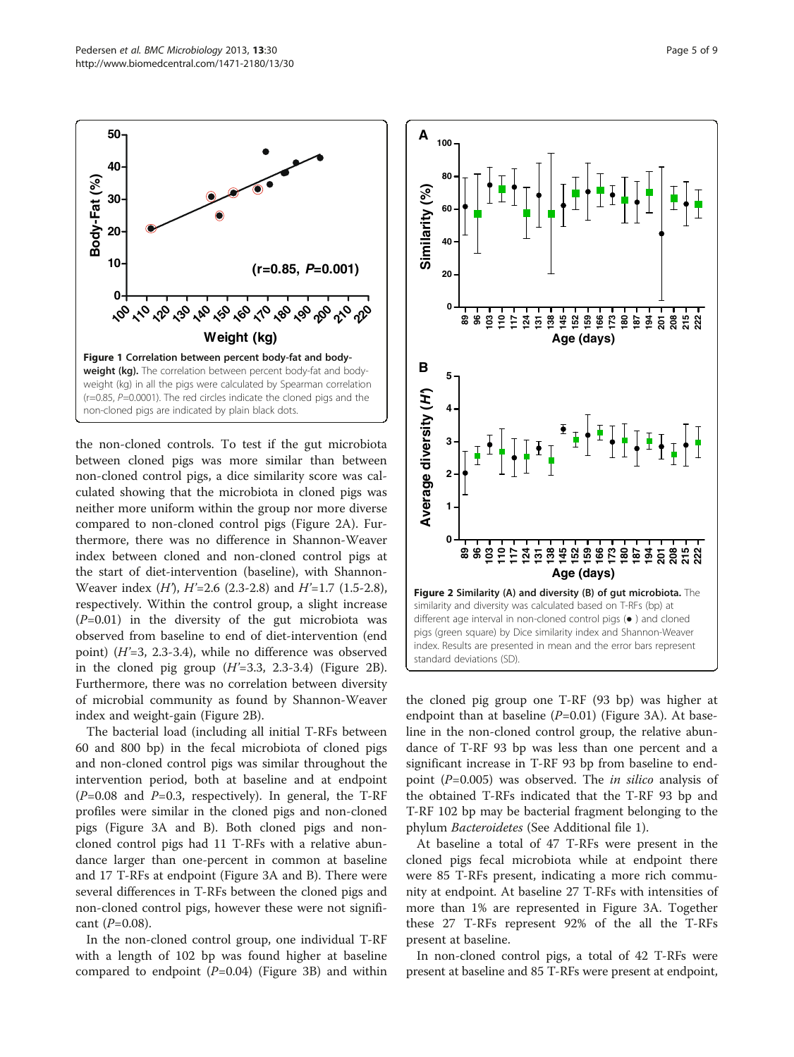**Figure 1 Correlation between percent body-fat and body-weight (kg).** The correlation between percent body-fat and body-weight (kg) in all the pigs were calculated by Spearman correlation (r=0.85, *P*=0.0001). The red circles indicate the cloned pigs and the non-cloned pigs are indicated by plain black dots.

the non-cloned controls. To test if the gut microbiota between cloned pigs was more similar than between non-cloned control pigs, a dice similarity score was calculated showing that the microbiota in cloned pigs was neither more uniform within the group nor more diverse compared to non-cloned control pigs (Figure 2A). Furthermore, there was no difference in Shannon-Weaver index between cloned and non-cloned control pigs at the start of diet-intervention (baseline), with Shannon-Weaver index (*H'*), *H'*=2.6 (2.3-2.8) and *H'*=1.7 (1.5-2.8), respectively. Within the control group, a slight increase (*P*=0.01) in the diversity of the gut microbiota was observed from baseline to end of diet-intervention (end point) (*H'*=3, 2.3-3.4), while no difference was observed in the cloned pig group (*H'*=3.3, 2.3-3.4) (Figure 2B). Furthermore, there was no correlation between diversity of microbial community as found by Shannon-Weaver index and weight-gain (Figure 2B).

The bacterial load (including all initial T-RFs between 60 and 800 bp) in the fecal microbiota of cloned pigs and non-cloned control pigs was similar throughout the intervention period, both at baseline and at endpoint (*P*=0.08 and *P*=0.3, respectively). In general, the T-RF profiles were similar in the cloned pigs and non-cloned pigs (Figure 3A and B). Both cloned pigs and non-cloned control pigs had 11 T-RFs with a relative abundance larger than one-percent in common at baseline and 17 T-RFs at endpoint (Figure 3A and B). There were several differences in T-RFs between the cloned pigs and non-cloned control pigs, however these were not significant (*P*=0.08).

In the non-cloned control group, one individual T-RF with a length of 102 bp was found higher at baseline compared to endpoint (*P*=0.04) (Figure 3B) and within the cloned pig group one T-RF (93 bp) was higher at endpoint than at baseline (*P*=0.01) (Figure 3A). At baseline in the non-cloned control group, the relative abundance of T-RF 93 bp was less than one percent and a significant increase in T-RF 93 bp from baseline to endpoint (*P*=0.005) was observed. The *in silico* analysis of the obtained T-RFs indicated that the T-RF 93 bp and T-RF 102 bp may be bacterial fragment belonging to the phylum *Bacteroidetes* (See Additional file 1).

**Figure 2 Similarity (A) and diversity (B) of gut microbiota.** The similarity and diversity was calculated based on T-RFs (bp) at different age interval in non-cloned control pigs (●) and cloned pigs (green square) by Dice similarity index and Shannon-Weaver index. Results are presented in mean and the error bars represent standard deviations (SD).

At baseline a total of 47 T-RFs were present in the cloned pigs fecal microbiota while at endpoint there were 85 T-RFs present, indicating a more rich community at endpoint. At baseline 27 T-RFs with intensities of more than 1% are represented in Figure 3A. Together these 27 T-RFs represent 92% of the all the T-RFs present at baseline.

In non-cloned control pigs, a total of 42 T-RFs were present at baseline and 85 T-RFs were present at endpoint,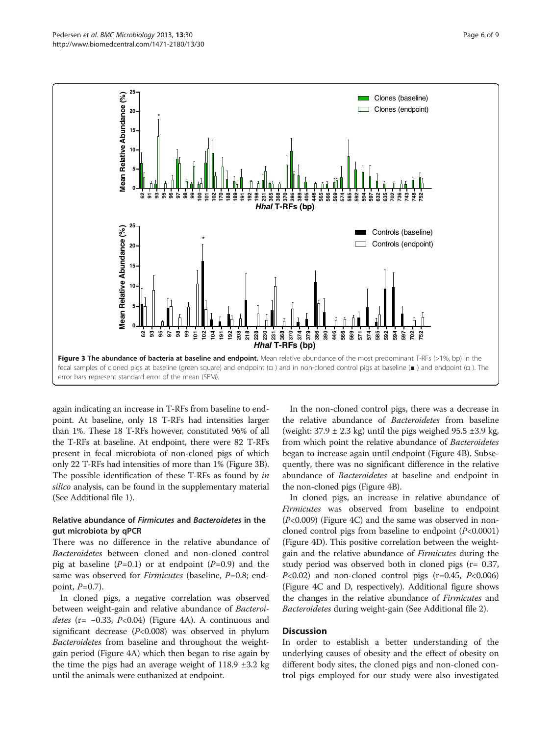**Figure 3 The abundance of bacteria at baseline and endpoint.** Mean relative abundance of the most predominant T-RFs (>1%, bp) in the fecal samples of cloned pigs at baseline (green square) and endpoint (□ ) and in non-cloned control pigs at baseline (■ ) and endpoint (□ ). The error bars represent standard error of the mean (SEM).

again indicating an increase in T-RFs from baseline to endpoint. At baseline, only 18 T-RFs had intensities larger than 1%. These 18 T-RFs however, constituted 96% of all the T-RFs at baseline. At endpoint, there were 82 T-RFs present in fecal microbiota of non-cloned pigs of which only 22 T-RFs had intensities of more than 1% (Figure 3B). The possible identification of these T-RFs as found by *in silico* analysis, can be found in the supplementary material (See Additional file 1).

### Relative abundance of *Firmicutes* and *Bacteroidetes* in the gut microbiota by qPCR

There was no difference in the relative abundance of *Bacteroidetes* between cloned and non-cloned control pig at baseline ($P$=0.1) or at endpoint ($P$=0.9) and the same was observed for *Firmicutes* (baseline, $P$=0.8; endpoint, $P$=0.7).

In cloned pigs, a negative correlation was observed between weight-gain and relative abundance of *Bacteroidetes* (r= −0.33, $P$<0.04) (Figure 4A). A continuous and significant decrease ($P$<0.008) was observed in phylum *Bacteroidetes* from baseline and throughout the weight-gain period (Figure 4A) which then began to rise again by the time the pigs had an average weight of 118.9 ±3.2 kg until the animals were euthanized at endpoint.

In the non-cloned control pigs, there was a decrease in the relative abundance of *Bacteroidetes* from baseline (weight: 37.9 ± 2.3 kg) until the pigs weighed 95.5 ±3.9 kg, from which point the relative abundance of *Bacteroidetes* began to increase again until endpoint (Figure 4B). Subsequently, there was no significant difference in the relative abundance of *Bacteroidetes* at baseline and endpoint in the non-cloned pigs (Figure 4B).

In cloned pigs, an increase in relative abundance of *Firmicutes* was observed from baseline to endpoint ($P$<0.009) (Figure 4C) and the same was observed in non-cloned control pigs from baseline to endpoint ($P$<0.0001) (Figure 4D). This positive correlation between the weight-gain and the relative abundance of *Firmicutes* during the study period was observed both in cloned pigs (r= 0.37, $P$<0.02) and non-cloned control pigs (r=0.45, $P$<0.006) (Figure 4C and D, respectively). Additional figure shows the changes in the relative abundance of *Firmicutes* and *Bacteroidetes* during weight-gain (See Additional file 2).

## Discussion

In order to establish a better understanding of the underlying causes of obesity and the effect of obesity on different body sites, the cloned pigs and non-cloned control pigs employed for our study were also investigated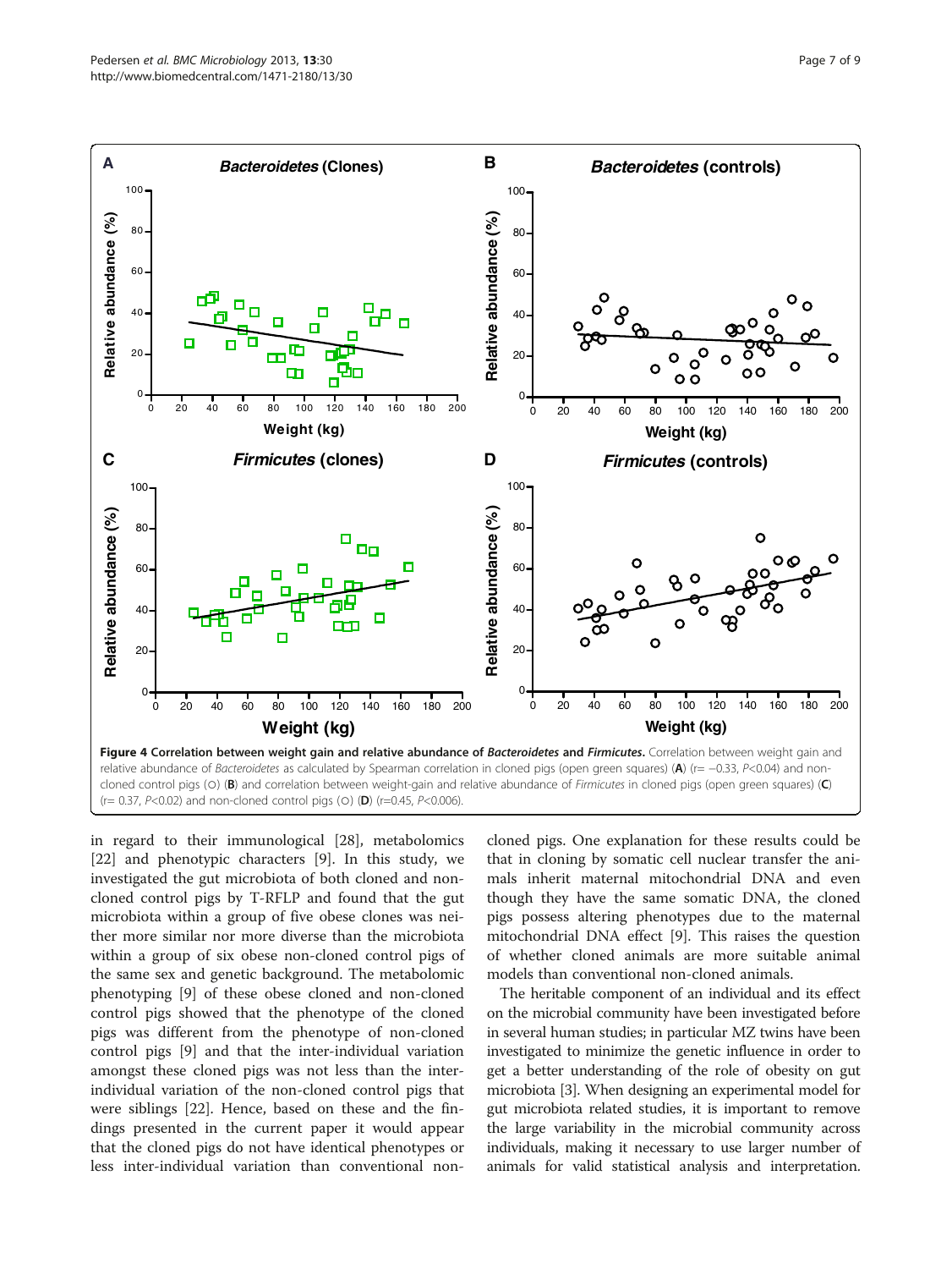**Figure 4 Correlation between weight gain and relative abundance of *Bacteroidetes* and *Firmicutes*.** Correlation between weight gain and relative abundance of *Bacteroidetes* as calculated by Spearman correlation in cloned pigs (open green squares) (**A**) (r= −0.33, *P*<0.04) and non-cloned control pigs (○) (**B**) and correlation between weight-gain and relative abundance of *Firmicutes* in cloned pigs (open green squares) (**C**) (r= 0.37, *P*<0.02) and non-cloned control pigs (○) (**D**) (r=0.45, *P*<0.006).

in regard to their immunological [28], metabolomics [22] and phenotypic characters [9]. In this study, we investigated the gut microbiota of both cloned and non-cloned control pigs by T-RFLP and found that the gut microbiota within a group of five obese clones was neither more similar nor more diverse than the microbiota within a group of six obese non-cloned control pigs of the same sex and genetic background. The metabolomic phenotyping [9] of these obese cloned and non-cloned control pigs showed that the phenotype of the cloned pigs was different from the phenotype of non-cloned control pigs [9] and that the inter-individual variation amongst these cloned pigs was not less than the inter-individual variation of the non-cloned control pigs that were siblings [22]. Hence, based on these and the findings presented in the current paper it would appear that the cloned pigs do not have identical phenotypes or less inter-individual variation than conventional non-cloned pigs. One explanation for these results could be that in cloning by somatic cell nuclear transfer the animals inherit maternal mitochondrial DNA and even though they have the same somatic DNA, the cloned pigs possess altering phenotypes due to the maternal mitochondrial DNA effect [9]. This raises the question of whether cloned animals are more suitable animal models than conventional non-cloned animals.

The heritable component of an individual and its effect on the microbial community have been investigated before in several human studies; in particular MZ twins have been investigated to minimize the genetic influence in order to get a better understanding of the role of obesity on gut microbiota [3]. When designing an experimental model for gut microbiota related studies, it is important to remove the large variability in the microbial community across individuals, making it necessary to use larger number of animals for valid statistical analysis and interpretation.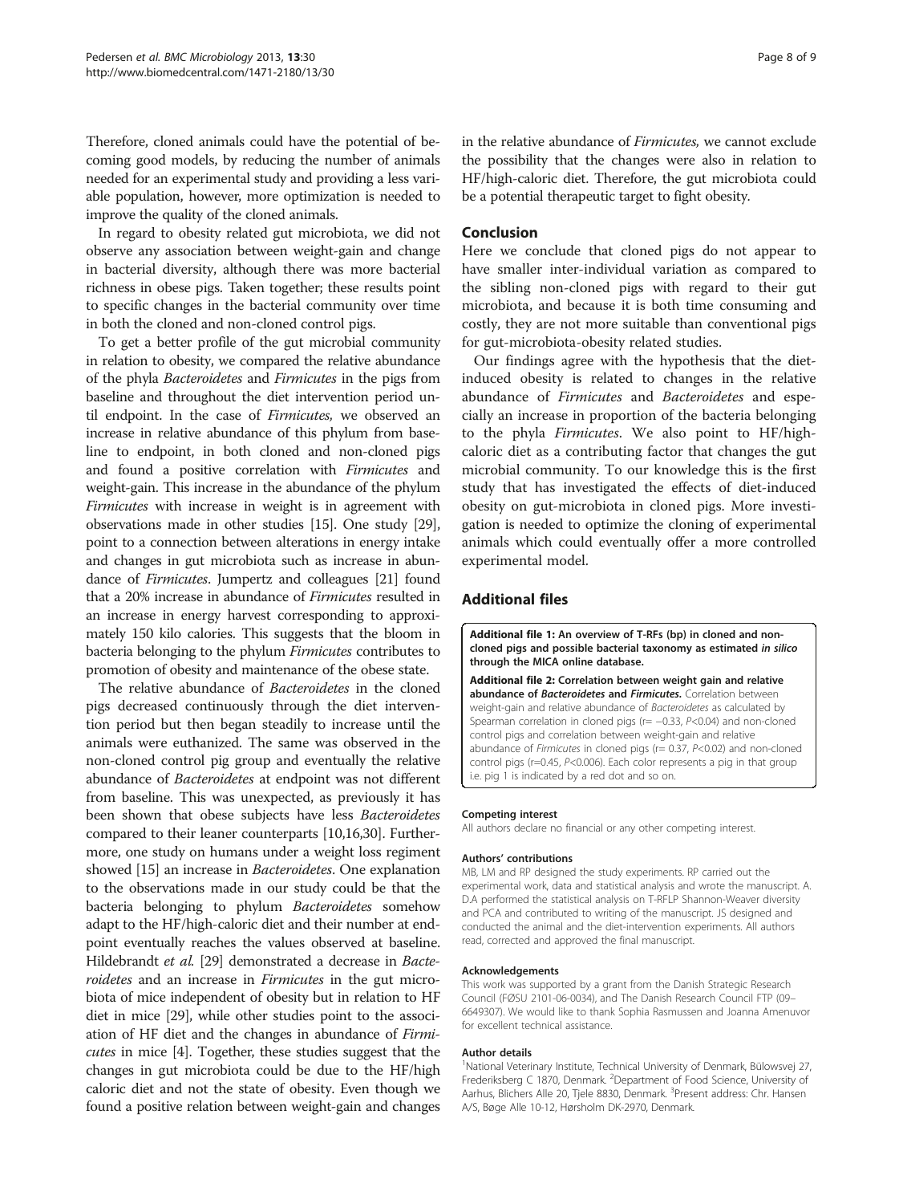Therefore, cloned animals could have the potential of becoming good models, by reducing the number of animals needed for an experimental study and providing a less variable population, however, more optimization is needed to improve the quality of the cloned animals.

In regard to obesity related gut microbiota, we did not observe any association between weight-gain and change in bacterial diversity, although there was more bacterial richness in obese pigs. Taken together; these results point to specific changes in the bacterial community over time in both the cloned and non-cloned control pigs.

To get a better profile of the gut microbial community in relation to obesity, we compared the relative abundance of the phyla *Bacteroidetes* and *Firmicutes* in the pigs from baseline and throughout the diet intervention period until endpoint. In the case of *Firmicutes,* we observed an increase in relative abundance of this phylum from baseline to endpoint, in both cloned and non-cloned pigs and found a positive correlation with *Firmicutes* and weight-gain. This increase in the abundance of the phylum *Firmicutes* with increase in weight is in agreement with observations made in other studies [15]. One study [29], point to a connection between alterations in energy intake and changes in gut microbiota such as increase in abundance of *Firmicutes*. Jumpertz and colleagues [21] found that a 20% increase in abundance of *Firmicutes* resulted in an increase in energy harvest corresponding to approximately 150 kilo calories. This suggests that the bloom in bacteria belonging to the phylum *Firmicutes* contributes to promotion of obesity and maintenance of the obese state.

The relative abundance of *Bacteroidetes* in the cloned pigs decreased continuously through the diet intervention period but then began steadily to increase until the animals were euthanized. The same was observed in the non-cloned control pig group and eventually the relative abundance of *Bacteroidetes* at endpoint was not different from baseline. This was unexpected, as previously it has been shown that obese subjects have less *Bacteroidetes* compared to their leaner counterparts [10,16,30]. Furthermore, one study on humans under a weight loss regiment showed [15] an increase in *Bacteroidetes*. One explanation to the observations made in our study could be that the bacteria belonging to phylum *Bacteroidetes* somehow adapt to the HF/high-caloric diet and their number at endpoint eventually reaches the values observed at baseline. Hildebrandt *et al.* [29] demonstrated a decrease in *Bacteroidetes* and an increase in *Firmicutes* in the gut microbiota of mice independent of obesity but in relation to HF diet in mice [29], while other studies point to the association of HF diet and the changes in abundance of *Firmicutes* in mice [4]. Together, these studies suggest that the changes in gut microbiota could be due to the HF/high caloric diet and not the state of obesity. Even though we found a positive relation between weight-gain and changes in the relative abundance of *Firmicutes,* we cannot exclude the possibility that the changes were also in relation to HF/high-caloric diet. Therefore, the gut microbiota could be a potential therapeutic target to fight obesity.

## Conclusion

Here we conclude that cloned pigs do not appear to have smaller inter-individual variation as compared to the sibling non-cloned pigs with regard to their gut microbiota, and because it is both time consuming and costly, they are not more suitable than conventional pigs for gut-microbiota-obesity related studies.

Our findings agree with the hypothesis that the diet-induced obesity is related to changes in the relative abundance of *Firmicutes* and *Bacteroidetes* and especially an increase in proportion of the bacteria belonging to the phyla *Firmicutes*. We also point to HF/high-caloric diet as a contributing factor that changes the gut microbial community. To our knowledge this is the first study that has investigated the effects of diet-induced obesity on gut-microbiota in cloned pigs. More investigation is needed to optimize the cloning of experimental animals which could eventually offer a more controlled experimental model.

## Additional files

**Additional file 1: An overview of T-RFs (bp) in cloned and non-cloned pigs and possible bacterial taxonomy as estimated *in silico* through the MICA online database.**

**Additional file 2: Correlation between weight gain and relative abundance of *Bacteroidetes* and *Firmicutes*.** Correlation between weight-gain and relative abundance of *Bacteroidetes* as calculated by Spearman correlation in cloned pigs ($r = -0.33$, $P<0.04$) and non-cloned control pigs and correlation between weight-gain and relative abundance of *Firmicutes* in cloned pigs ($r = 0.37$, $P<0.02$) and non-cloned control pigs ($r=0.45$, $P<0.006$). Each color represents a pig in that group i.e. pig 1 is indicated by a red dot and so on.

#### Competing interest

All authors declare no financial or any other competing interest.

#### Authors' contributions

MB, LM and RP designed the study experiments. RP carried out the experimental work, data and statistical analysis and wrote the manuscript. A. D.A performed the statistical analysis on T-RFLP Shannon-Weaver diversity and PCA and contributed to writing of the manuscript. JS designed and conducted the animal and the diet-intervention experiments. All authors read, corrected and approved the final manuscript.

#### Acknowledgements

This work was supported by a grant from the Danish Strategic Research Council (FØSU 2101-06-0034), and The Danish Research Council FTP (09–6649307). We would like to thank Sophia Rasmussen and Joanna Amenuvor for excellent technical assistance.

#### Author details

[1]National Veterinary Institute, Technical University of Denmark, Bülowsvej 27, Frederiksberg C 1870, Denmark. [2]Department of Food Science, University of Aarhus, Blichers Alle 20, Tjele 8830, Denmark. [3]Present address: Chr. Hansen A/S, Bøge Alle 10-12, Hørsholm DK-2970, Denmark.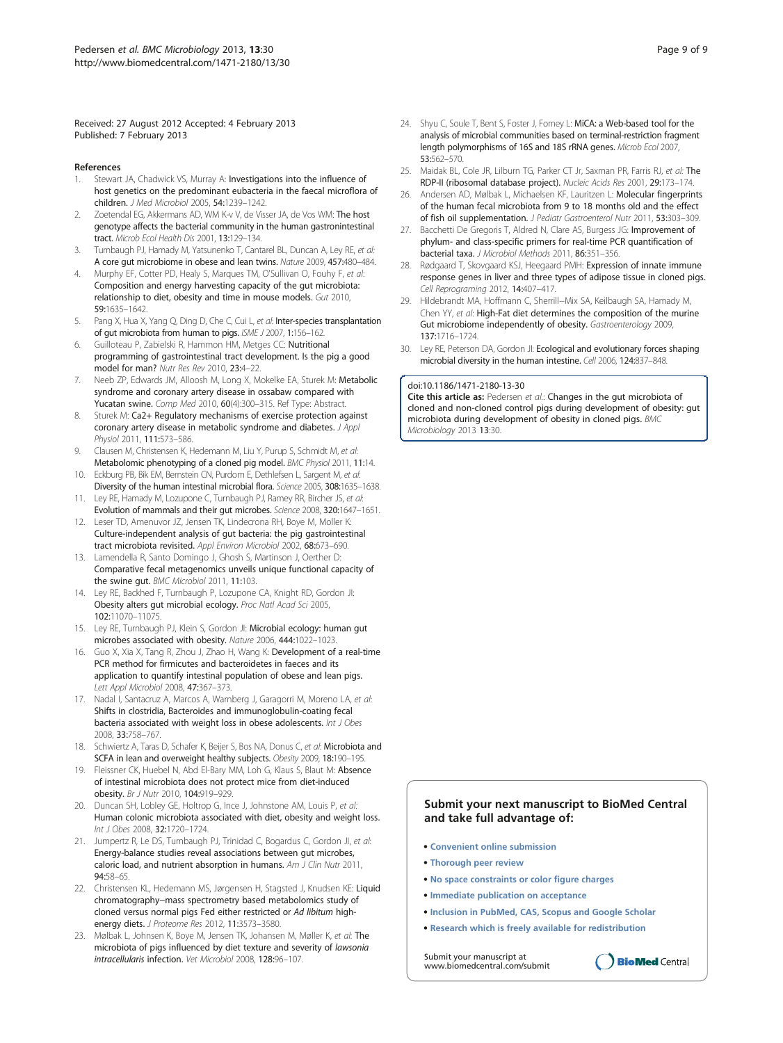Received: 27 August 2012 Accepted: 4 February 2013
Published: 7 February 2013

## References

1. Stewart JA, Chadwick VS, Murray A: **Investigations into the influence of host genetics on the predominant eubacteria in the faecal microflora of children.** *J Med Microbiol* 2005, **54:**1239–1242.
2. Zoetendal EG, Akkermans AD, WM K-v V, de Visser JA, de Vos WM: **The host genotype affects the bacterial community in the human gastronintestinal tract.** *Microb Ecol Health Dis* 2001, **13:**129–134.
3. Turnbaugh PJ, Hamady M, Yatsunenko T, Cantarel BL, Duncan A, Ley RE, *et al*: **A core gut microbiome in obese and lean twins.** *Nature* 2009, **457:**480–484.
4. Murphy EF, Cotter PD, Healy S, Marques TM, O'Sullivan O, Fouhy F, *et al*: **Composition and energy harvesting capacity of the gut microbiota: relationship to diet, obesity and time in mouse models.** *Gut* 2010, **59:**1635–1642.
5. Pang X, Hua X, Yang Q, Ding D, Che C, Cui L, *et al*: **Inter-species transplantation of gut microbiota from human to pigs.** *ISME J* 2007, **1:**156–162.
6. Guilloteau P, Zabielski R, Hammon HM, Metges CC: **Nutritional programming of gastrointestinal tract development. Is the pig a good model for man?** *Nutr Res Rev* 2010, **23:**4–22.
7. Neeb ZP, Edwards JM, Alloosh M, Long X, Mokelke EA, Sturek M: **Metabolic syndrome and coronary artery disease in ossabaw compared with Yucatan swine.** *Comp Med* 2010, **60**(4):300–315. Ref Type: Abstract.
8. Sturek M: **Ca2+ Regulatory mechanisms of exercise protection against coronary artery disease in metabolic syndrome and diabetes.** *J Appl Physiol* 2011, **111:**573–586.
9. Clausen M, Christensen K, Hedemann M, Liu Y, Purup S, Schmidt M, *et al*: **Metabolomic phenotyping of a cloned pig model.** *BMC Physiol* 2011, **11:**14.
10. Eckburg PB, Bik EM, Bernstein CN, Purdom E, Dethlefsen L, Sargent M, *et al*: **Diversity of the human intestinal microbial flora.** *Science* 2005, **308:**1635–1638.
11. Ley RE, Hamady M, Lozupone C, Turnbaugh PJ, Ramey RR, Bircher JS, *et al*: **Evolution of mammals and their gut microbes.** *Science* 2008, **320:**1647–1651.
12. Leser TD, Amenuvor JZ, Jensen TK, Lindecrona RH, Boye M, Moller K: **Culture-independent analysis of gut bacteria: the pig gastrointestinal tract microbiota revisited.** *Appl Environ Microbiol* 2002, **68:**673–690.
13. Lamendella R, Santo Domingo J, Ghosh S, Martinson J, Oerther D: **Comparative fecal metagenomics unveils unique functional capacity of the swine gut.** *BMC Microbiol* 2011, **11:**103.
14. Ley RE, Backhed F, Turnbaugh P, Lozupone CA, Knight RD, Gordon JI: **Obesity alters gut microbial ecology.** *Proc Natl Acad Sci* 2005, **102:**11070–11075.
15. Ley RE, Turnbaugh PJ, Klein S, Gordon JI: **Microbial ecology: human gut microbes associated with obesity.** *Nature* 2006, **444:**1022–1023.
16. Guo X, Xia X, Tang R, Zhou J, Zhao H, Wang K: **Development of a real-time PCR method for firmicutes and bacteroidetes in faeces and its application to quantify intestinal population of obese and lean pigs.** *Lett Appl Microbiol* 2008, **47:**367–373.
17. Nadal I, Santacruz A, Marcos A, Warnberg J, Garagorri M, Moreno LA, *et al*: **Shifts in clostridia, Bacteroides and immunoglobulin-coating fecal bacteria associated with weight loss in obese adolescents.** *Int J Obes* 2008, **33:**758–767.
18. Schwiertz A, Taras D, Schafer K, Beijer S, Bos NA, Donus C, *et al*: **Microbiota and SCFA in lean and overweight healthy subjects.** *Obesity* 2009, **18:**190–195.
19. Fleissner CK, Huebel N, Abd El-Bary MM, Loh G, Klaus S, Blaut M: **Absence of intestinal microbiota does not protect mice from diet-induced obesity.** *Br J Nutr* 2010, **104:**919–929.
20. Duncan SH, Lobley GE, Holtrop G, Ince J, Johnstone AM, Louis P, *et al*: **Human colonic microbiota associated with diet, obesity and weight loss.** *Int J Obes* 2008, **32:**1720–1724.
21. Jumpertz R, Le DS, Turnbaugh PJ, Trinidad C, Bogardus C, Gordon JI, *et al*: **Energy-balance studies reveal associations between gut microbes, caloric load, and nutrient absorption in humans.** *Am J Clin Nutr* 2011, **94:**58–65.
22. Christensen KL, Hedemann MS, Jørgensen H, Stagsted J, Knudsen KE: **Liquid chromatography–mass spectrometry based metabolomics study of cloned versus normal pigs Fed either restricted or *Ad libitum* high-energy diets.** *J Proteome Res* 2012, **11:**3573–3580.
23. Mølbak L, Johnsen K, Boye M, Jensen TK, Johansen M, Møller K, *et al*: **The microbiota of pigs influenced by diet texture and severity of *lawsonia intracellularis* infection.** *Vet Microbiol* 2008, **128:**96–107.
24. Shyu C, Soule T, Bent S, Foster J, Forney L: **MiCA: a Web-based tool for the analysis of microbial communities based on terminal-restriction fragment length polymorphisms of 16S and 18S rRNA genes.** *Microb Ecol* 2007, **53:**562–570.
25. Maidak BL, Cole JR, Lilburn TG, Parker CT Jr, Saxman PR, Farris RJ, *et al*: **The RDP-II (ribosomal database project).** *Nucleic Acids Res* 2001, **29:**173–174.
26. Andersen AD, Mølbak L, Michaelsen KF, Lauritzen L: **Molecular fingerprints of the human fecal microbiota from 9 to 18 months old and the effect of fish oil supplementation.** *J Pediatr Gastroenterol Nutr* 2011, **53:**303–309.
27. Bacchetti De Gregoris T, Aldred N, Clare AS, Burgess JG: **Improvement of phylum- and class-specific primers for real-time PCR quantification of bacterial taxa.** *J Microbiol Methods* 2011, **86:**351–356.
28. Rødgaard T, Skovgaard KSJ, Heegaard PMH: **Expression of innate immune response genes in liver and three types of adipose tissue in cloned pigs.** *Cell Reprograming* 2012, **14:**407–417.
29. Hildebrandt MA, Hoffmann C, Sherrill–Mix SA, Keilbaugh SA, Hamady M, Chen YY, *et al*: **High-Fat diet determines the composition of the murine Gut microbiome independently of obesity.** *Gastroenterology* 2009, **137:**1716–1724.
30. Ley RE, Peterson DA, Gordon JI: **Ecological and evolutionary forces shaping microbial diversity in the human intestine.** *Cell* 2006, **124:**837–848.

doi:10.1186/1471-2180-13-30
**Cite this article as:** Pedersen *et al.*: Changes in the gut microbiota of cloned and non-cloned control pigs during development of obesity: gut microbiota during development of obesity in cloned pigs. *BMC Microbiology* 2013 **13**:30.

**Submit your next manuscript to BioMed Central and take full advantage of:**

- **Convenient online submission**
- **Thorough peer review**
- **No space constraints or color figure charges**
- **Immediate publication on acceptance**
- **Inclusion in PubMed, CAS, Scopus and Google Scholar**
- **Research which is freely available for redistribution**

Submit your manuscript at
www.biomedcentral.com/submit

BioMed Central